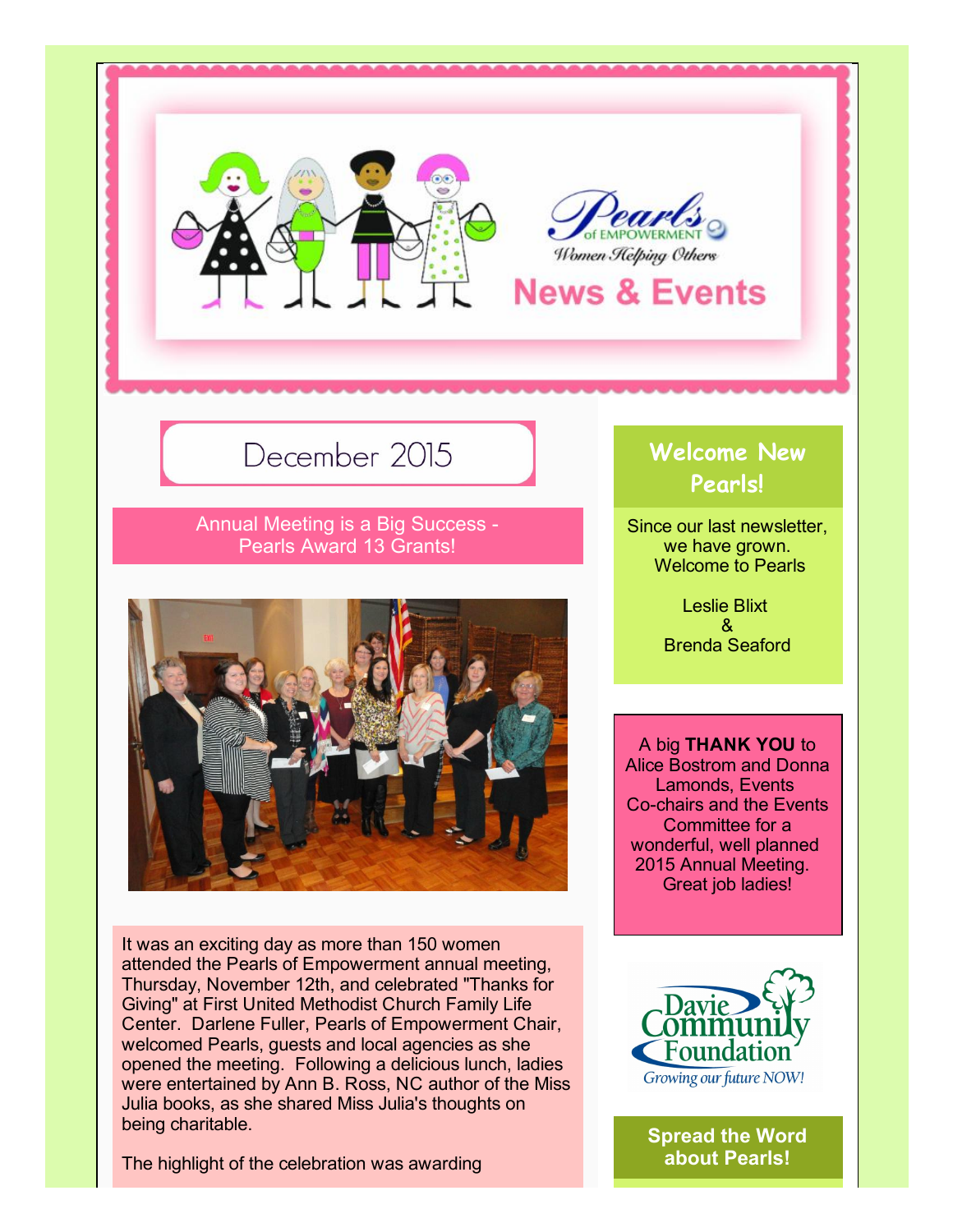# Pearls of EMPOWERMENT

*Women Helping Others*

## News & Events

## December 2015

### Annual Meeting is a Big Success - Pearls Award 13 Grants!

It was an exciting day as more than 150 women attended the Pearls of Empowerment annual meeting, Thursday, November 12th, and celebrated "Thanks for Giving" at First United Methodist Church Family Life Center. Darlene Fuller, Pearls of Empowerment Chair, welcomed Pearls, guests and local agencies as she opened the meeting. Following a delicious lunch, ladies were entertained by Ann B. Ross, NC author of the Miss Julia books, as she shared Miss Julia's thoughts on being charitable.

The highlight of the celebration was awarding

## Welcome New Pearls!

Since our last newsletter, we have grown. Welcome to Pearls

Leslie Blixt
&
Brenda Seaford

A big **THANK YOU** to Alice Bostrom and Donna Lamonds, Events Co-chairs and the Events Committee for a wonderful, well planned 2015 Annual Meeting. Great job ladies!

Davie Community Foundation
*Growing our future NOW!*

## Spread the Word about Pearls!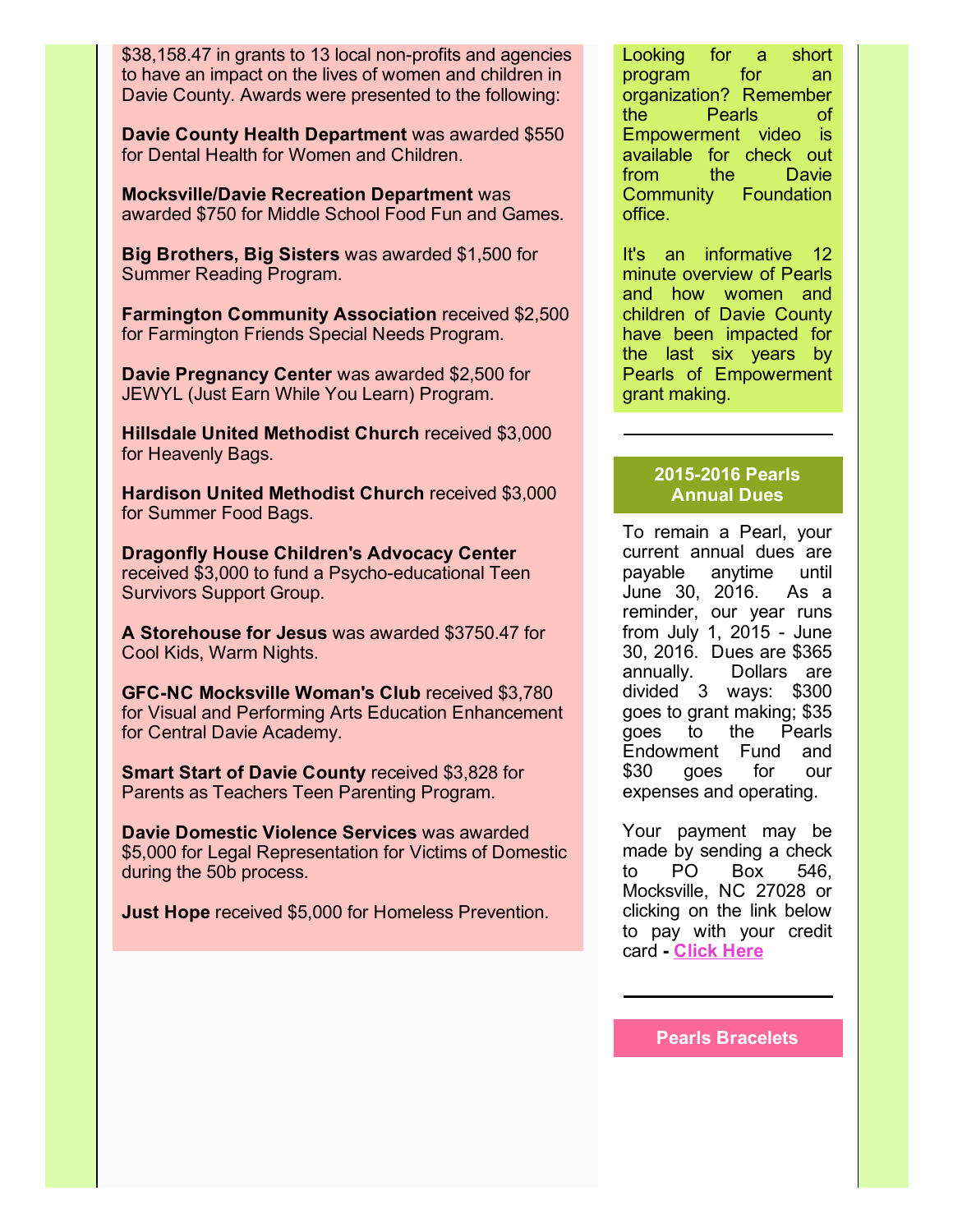$38,158.47 in grants to 13 local non-profits and agencies to have an impact on the lives of women and children in Davie County. Awards were presented to the following:

**Davie County Health Department** was awarded $550 for Dental Health for Women and Children.

**Mocksville/Davie Recreation Department** was awarded $750 for Middle School Food Fun and Games.

**Big Brothers, Big Sisters** was awarded $1,500 for Summer Reading Program.

**Farmington Community Association** received $2,500 for Farmington Friends Special Needs Program.

**Davie Pregnancy Center** was awarded $2,500 for JEWYL (Just Earn While You Learn) Program.

**Hillsdale United Methodist Church** received $3,000 for Heavenly Bags.

**Hardison United Methodist Church** received $3,000 for Summer Food Bags.

**Dragonfly House Children's Advocacy Center** received $3,000 to fund a Psycho-educational Teen Survivors Support Group.

**A Storehouse for Jesus** was awarded $3750.47 for Cool Kids, Warm Nights.

**GFC-NC Mocksville Woman's Club** received $3,780 for Visual and Performing Arts Education Enhancement for Central Davie Academy.

**Smart Start of Davie County** received $3,828 for Parents as Teachers Teen Parenting Program.

**Davie Domestic Violence Services** was awarded $5,000 for Legal Representation for Victims of Domestic during the 50b process.

**Just Hope** received $5,000 for Homeless Prevention.

Looking for a short program for an organization? Remember the Pearls of Empowerment video is available for check out from the Davie Community Foundation office.

It's an informative 12 minute overview of Pearls and how women and children of Davie County have been impacted for the last six years by Pearls of Empowerment grant making.

---

## 2015-2016 Pearls Annual Dues

To remain a Pearl, your current annual dues are payable anytime until June 30, 2016. As a reminder, our year runs from July 1, 2015 - June 30, 2016. Dues are $365 annually. Dollars are divided 3 ways: $300 goes to grant making; $35 goes to the Pearls Endowment Fund and $30 goes for our expenses and operating.

Your payment may be made by sending a check to PO Box 546, Mocksville, NC 27028 or clicking on the link below to pay with your credit card - **Click Here**

---

## Pearls Bracelets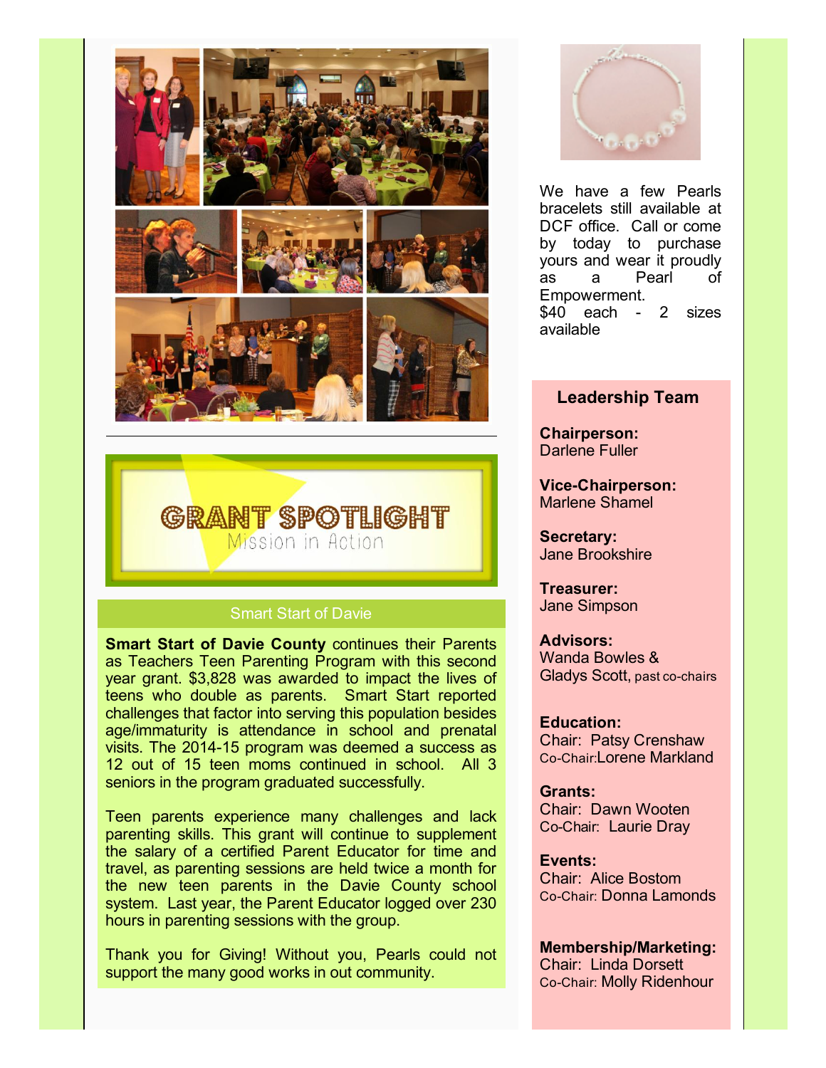## GRANT SPOTLIGHT

Mission in Action

### Smart Start of Davie

**Smart Start of Davie County** continues their Parents as Teachers Teen Parenting Program with this second year grant. $3,828 was awarded to impact the lives of teens who double as parents. Smart Start reported challenges that factor into serving this population besides age/immaturity is attendance in school and prenatal visits. The 2014-15 program was deemed a success as 12 out of 15 teen moms continued in school. All 3 seniors in the program graduated successfully.

Teen parents experience many challenges and lack parenting skills. This grant will continue to supplement the salary of a certified Parent Educator for time and travel, as parenting sessions are held twice a month for the new teen parents in the Davie County school system. Last year, the Parent Educator logged over 230 hours in parenting sessions with the group.

Thank you for Giving! Without you, Pearls could not support the many good works in out community.

We have a few Pearls bracelets still available at DCF office. Call or come by today to purchase yours and wear it proudly as a Pearl of Empowerment.
$40 each - 2 sizes available

### Leadership Team

**Chairperson:**
Darlene Fuller

**Vice-Chairperson:**
Marlene Shamel

**Secretary:**
Jane Brookshire

**Treasurer:**
Jane Simpson

**Advisors:**
Wanda Bowles &
Gladys Scott, past co-chairs

**Education:**
Chair: Patsy Crenshaw
Co-Chair: Lorene Markland

**Grants:**
Chair: Dawn Wooten
Co-Chair: Laurie Dray

**Events:**
Chair: Alice Bostom
Co-Chair: Donna Lamonds

**Membership/Marketing:**
Chair: Linda Dorsett
Co-Chair: Molly Ridenhour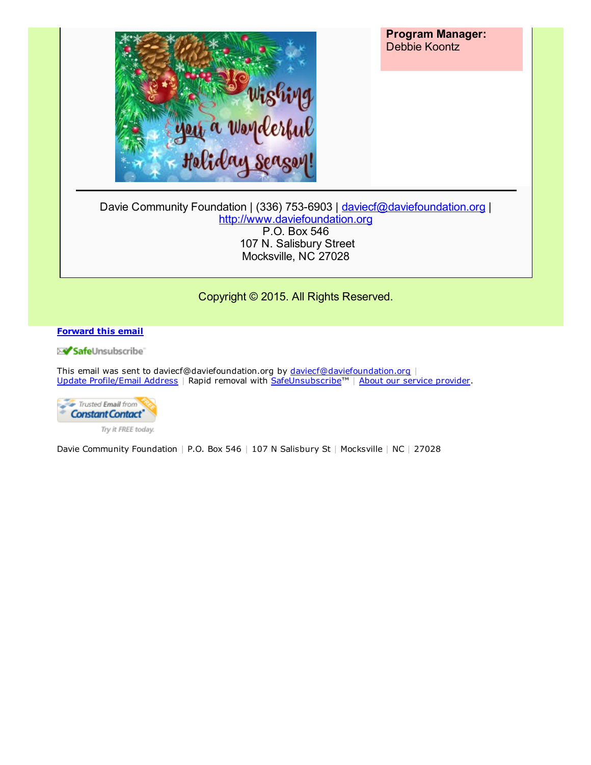**Program Manager:**
Debbie Koontz

Davie Community Foundation | (336) 753-6903 | daviecf@daviefoundation.org | http://www.daviefoundation.org
P.O. Box 546
107 N. Salisbury Street
Mocksville, NC 27028

Copyright © 2015. All Rights Reserved.

**Forward this email**

SafeUnsubscribe

This email was sent to daviecf@daviefoundation.org by daviecf@daviefoundation.org | Update Profile/Email Address | Rapid removal with SafeUnsubscribe™ | About our service provider.

Trusted Email from Constant Contact — Try it FREE today.

Davie Community Foundation | P.O. Box 546 | 107 N Salisbury St | Mocksville | NC | 27028